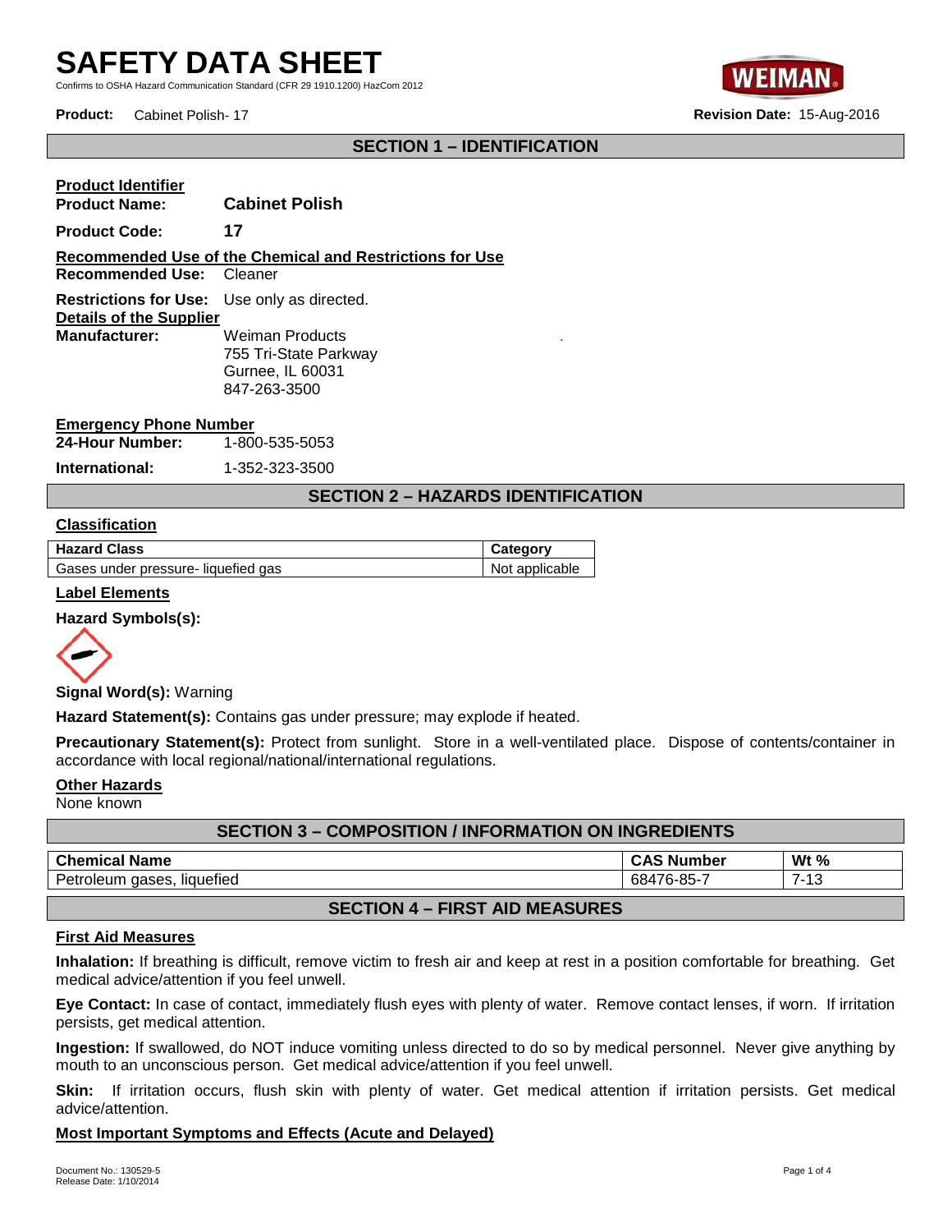# SAFETY DATA SHEET

Confirms to OSHA Hazard Communication Standard (CFR 29 1910.1200) HazCom 2012

**Product:** Cabinet Polish- 17 **Revision Date:** 15-Aug-2016

## SECTION 1 – IDENTIFICATION

**Product Identifier**

**Product Name:** **Cabinet Polish**

**Product Code:** **17**

**Recommended Use of the Chemical and Restrictions for Use**

**Recommended Use:** Cleaner

**Restrictions for Use:** Use only as directed.

**Details of the Supplier**

**Manufacturer:** Weiman Products
755 Tri-State Parkway
Gurnee, IL 60031
847-263-3500

**Emergency Phone Number**

**24-Hour Number:** 1-800-535-5053

**International:** 1-352-323-3500

## SECTION 2 – HAZARDS IDENTIFICATION

**Classification**

| Hazard Class | Category |
|---|---|
| Gases under pressure- liquefied gas | Not applicable |

**Label Elements**

**Hazard Symbols(s):**

**Signal Word(s):** Warning

**Hazard Statement(s):** Contains gas under pressure; may explode if heated.

**Precautionary Statement(s):** Protect from sunlight. Store in a well-ventilated place. Dispose of contents/container in accordance with local regional/national/international regulations.

**Other Hazards**

None known

## SECTION 3 – COMPOSITION / INFORMATION ON INGREDIENTS

| Chemical Name | CAS Number | Wt % |
|---|---|---|
| Petroleum gases, liquefied | 68476-85-7 | 7-13 |

## SECTION 4 – FIRST AID MEASURES

**First Aid Measures**

**Inhalation:** If breathing is difficult, remove victim to fresh air and keep at rest in a position comfortable for breathing. Get medical advice/attention if you feel unwell.

**Eye Contact:** In case of contact, immediately flush eyes with plenty of water. Remove contact lenses, if worn. If irritation persists, get medical attention.

**Ingestion:** If swallowed, do NOT induce vomiting unless directed to do so by medical personnel. Never give anything by mouth to an unconscious person. Get medical advice/attention if you feel unwell.

**Skin:** If irritation occurs, flush skin with plenty of water. Get medical attention if irritation persists. Get medical advice/attention.

**Most Important Symptoms and Effects (Acute and Delayed)**

Document No.: 130529-5
Release Date: 1/10/2014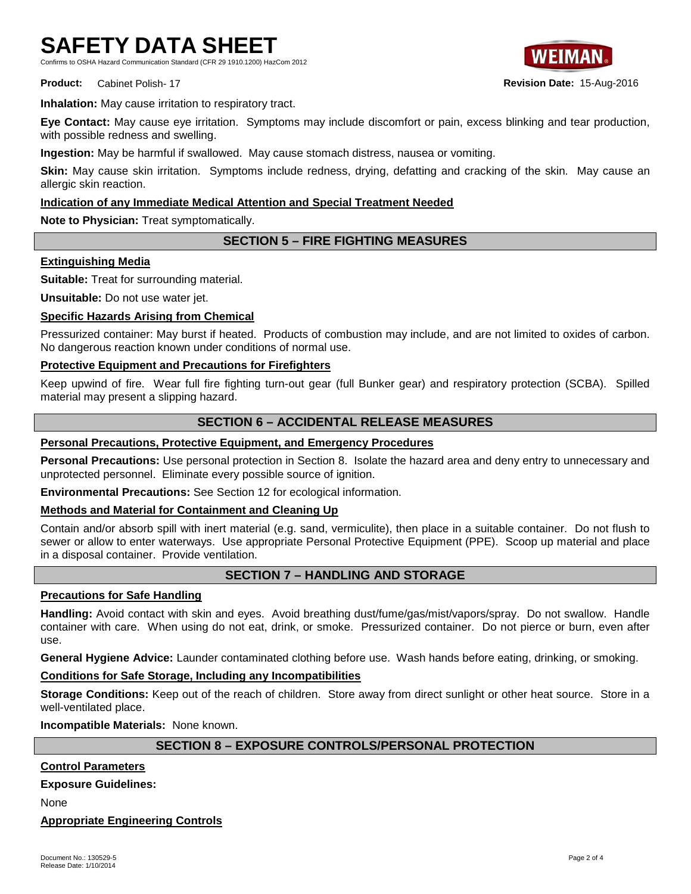**Inhalation:** May cause irritation to respiratory tract.

**Eye Contact:** May cause eye irritation. Symptoms may include discomfort or pain, excess blinking and tear production, with possible redness and swelling.

**Ingestion:** May be harmful if swallowed. May cause stomach distress, nausea or vomiting.

**Skin:** May cause skin irritation. Symptoms include redness, drying, defatting and cracking of the skin. May cause an allergic skin reaction.

**Indication of any Immediate Medical Attention and Special Treatment Needed**

**Note to Physician:** Treat symptomatically.

## SECTION 5 – FIRE FIGHTING MEASURES

**Extinguishing Media**

**Suitable:** Treat for surrounding material.

**Unsuitable:** Do not use water jet.

**Specific Hazards Arising from Chemical**

Pressurized container: May burst if heated. Products of combustion may include, and are not limited to oxides of carbon. No dangerous reaction known under conditions of normal use.

**Protective Equipment and Precautions for Firefighters**

Keep upwind of fire. Wear full fire fighting turn-out gear (full Bunker gear) and respiratory protection (SCBA). Spilled material may present a slipping hazard.

## SECTION 6 – ACCIDENTAL RELEASE MEASURES

**Personal Precautions, Protective Equipment, and Emergency Procedures**

**Personal Precautions:** Use personal protection in Section 8. Isolate the hazard area and deny entry to unnecessary and unprotected personnel. Eliminate every possible source of ignition.

**Environmental Precautions:** See Section 12 for ecological information.

**Methods and Material for Containment and Cleaning Up**

Contain and/or absorb spill with inert material (e.g. sand, vermiculite), then place in a suitable container. Do not flush to sewer or allow to enter waterways. Use appropriate Personal Protective Equipment (PPE). Scoop up material and place in a disposal container. Provide ventilation.

## SECTION 7 – HANDLING AND STORAGE

**Precautions for Safe Handling**

**Handling:** Avoid contact with skin and eyes. Avoid breathing dust/fume/gas/mist/vapors/spray. Do not swallow. Handle container with care. When using do not eat, drink, or smoke. Pressurized container. Do not pierce or burn, even after use.

**General Hygiene Advice:** Launder contaminated clothing before use. Wash hands before eating, drinking, or smoking.

**Conditions for Safe Storage, Including any Incompatibilities**

**Storage Conditions:** Keep out of the reach of children. Store away from direct sunlight or other heat source. Store in a well-ventilated place.

**Incompatible Materials:** None known.

## SECTION 8 – EXPOSURE CONTROLS/PERSONAL PROTECTION

**Control Parameters**

**Exposure Guidelines:**

None

**Appropriate Engineering Controls**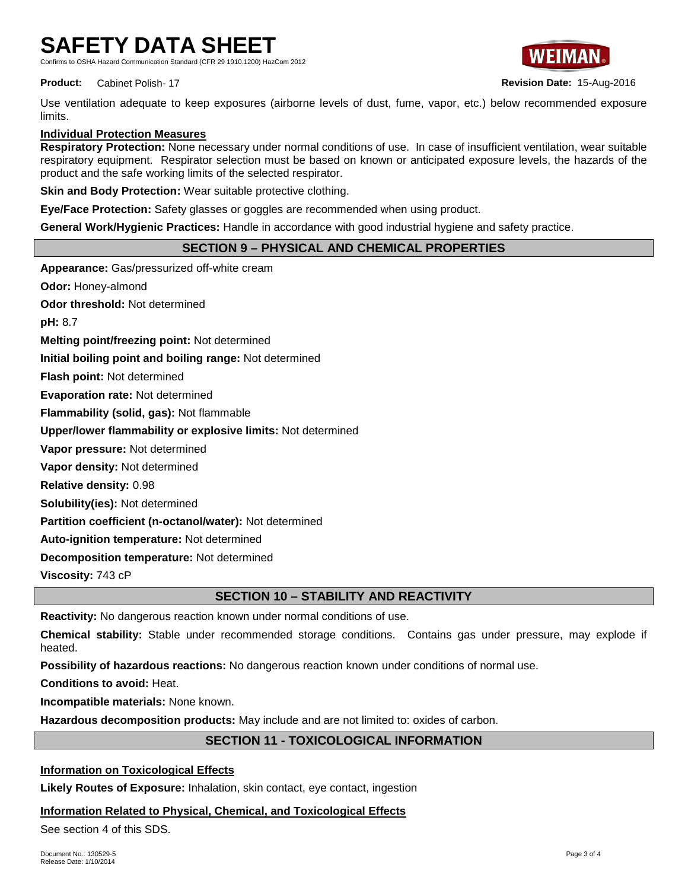Use ventilation adequate to keep exposures (airborne levels of dust, fume, vapor, etc.) below recommended exposure limits.

**Individual Protection Measures**

**Respiratory Protection:** None necessary under normal conditions of use. In case of insufficient ventilation, wear suitable respiratory equipment. Respirator selection must be based on known or anticipated exposure levels, the hazards of the product and the safe working limits of the selected respirator.

**Skin and Body Protection:** Wear suitable protective clothing.

**Eye/Face Protection:** Safety glasses or goggles are recommended when using product.

**General Work/Hygienic Practices:** Handle in accordance with good industrial hygiene and safety practice.

## SECTION 9 – PHYSICAL AND CHEMICAL PROPERTIES

**Appearance:** Gas/pressurized off-white cream

**Odor:** Honey-almond

**Odor threshold:** Not determined

**pH:** 8.7

**Melting point/freezing point:** Not determined

**Initial boiling point and boiling range:** Not determined

**Flash point:** Not determined

**Evaporation rate:** Not determined

**Flammability (solid, gas):** Not flammable

**Upper/lower flammability or explosive limits:** Not determined

**Vapor pressure:** Not determined

**Vapor density:** Not determined

**Relative density:** 0.98

**Solubility(ies):** Not determined

**Partition coefficient (n-octanol/water):** Not determined

**Auto-ignition temperature:** Not determined

**Decomposition temperature:** Not determined

**Viscosity:** 743 cP

## SECTION 10 – STABILITY AND REACTIVITY

**Reactivity:** No dangerous reaction known under normal conditions of use.

**Chemical stability:** Stable under recommended storage conditions. Contains gas under pressure, may explode if heated.

**Possibility of hazardous reactions:** No dangerous reaction known under conditions of normal use.

**Conditions to avoid:** Heat.

**Incompatible materials:** None known.

**Hazardous decomposition products:** May include and are not limited to: oxides of carbon.

## SECTION 11 - TOXICOLOGICAL INFORMATION

**Information on Toxicological Effects**

**Likely Routes of Exposure:** Inhalation, skin contact, eye contact, ingestion

**Information Related to Physical, Chemical, and Toxicological Effects**

See section 4 of this SDS.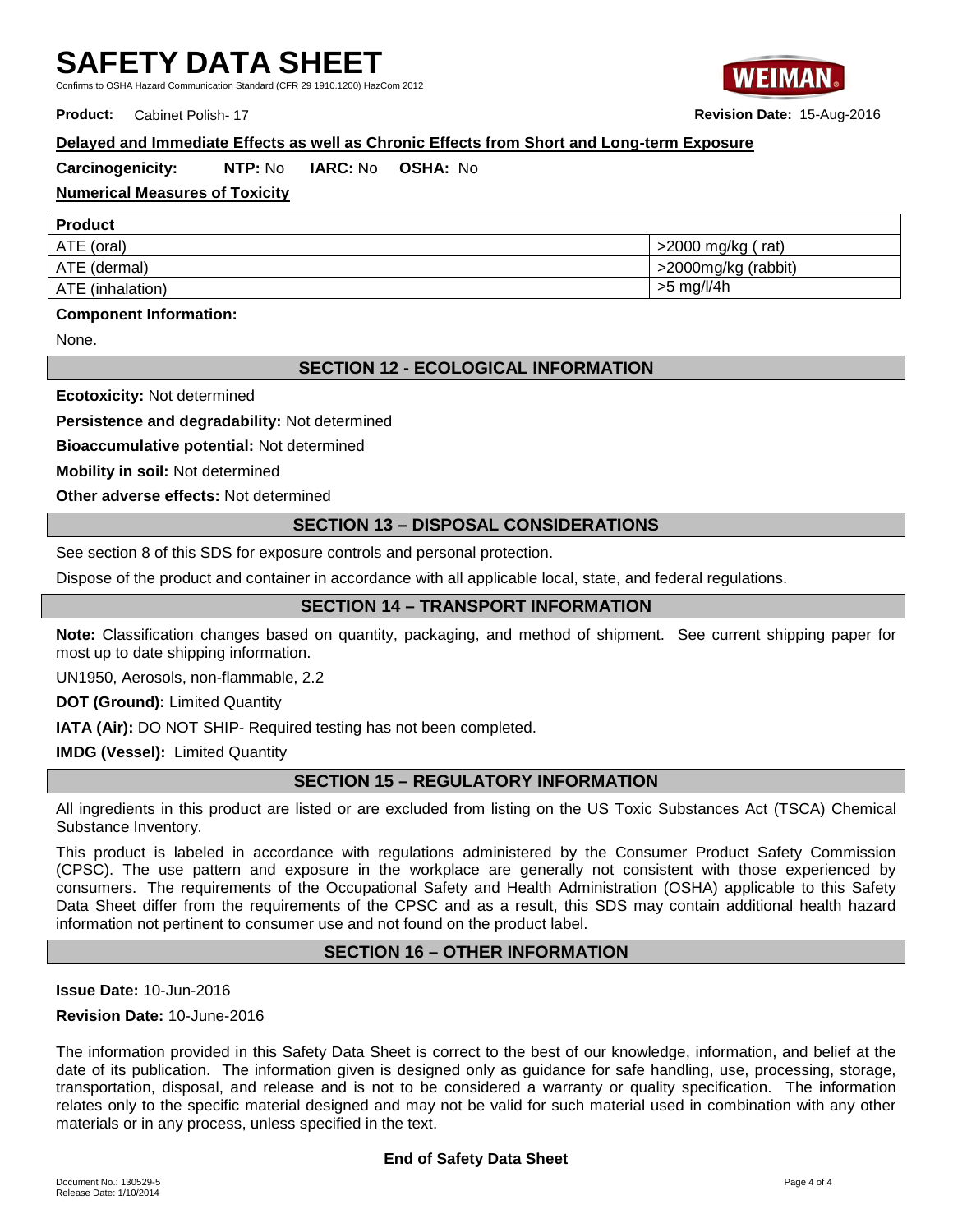**Delayed and Immediate Effects as well as Chronic Effects from Short and Long-term Exposure**

**Carcinogenicity:** **NTP:** No **IARC:** No **OSHA:** No

**Numerical Measures of Toxicity**

| **Product** | |
|---|---|
| ATE (oral) | >2000 mg/kg ( rat) |
| ATE (dermal) | >2000mg/kg (rabbit) |
| ATE (inhalation) | >5 mg/l/4h |

**Component Information:**

None.

## SECTION 12 - ECOLOGICAL INFORMATION

**Ecotoxicity:** Not determined

**Persistence and degradability:** Not determined

**Bioaccumulative potential:** Not determined

**Mobility in soil:** Not determined

**Other adverse effects:** Not determined

## SECTION 13 – DISPOSAL CONSIDERATIONS

See section 8 of this SDS for exposure controls and personal protection.

Dispose of the product and container in accordance with all applicable local, state, and federal regulations.

## SECTION 14 – TRANSPORT INFORMATION

**Note:** Classification changes based on quantity, packaging, and method of shipment. See current shipping paper for most up to date shipping information.

UN1950, Aerosols, non-flammable, 2.2

**DOT (Ground):** Limited Quantity

**IATA (Air):** DO NOT SHIP- Required testing has not been completed.

**IMDG (Vessel):** Limited Quantity

## SECTION 15 – REGULATORY INFORMATION

All ingredients in this product are listed or are excluded from listing on the US Toxic Substances Act (TSCA) Chemical Substance Inventory.

This product is labeled in accordance with regulations administered by the Consumer Product Safety Commission (CPSC). The use pattern and exposure in the workplace are generally not consistent with those experienced by consumers. The requirements of the Occupational Safety and Health Administration (OSHA) applicable to this Safety Data Sheet differ from the requirements of the CPSC and as a result, this SDS may contain additional health hazard information not pertinent to consumer use and not found on the product label.

## SECTION 16 – OTHER INFORMATION

**Issue Date:** 10-Jun-2016

**Revision Date:** 10-June-2016

The information provided in this Safety Data Sheet is correct to the best of our knowledge, information, and belief at the date of its publication. The information given is designed only as guidance for safe handling, use, processing, storage, transportation, disposal, and release and is not to be considered a warranty or quality specification. The information relates only to the specific material designed and may not be valid for such material used in combination with any other materials or in any process, unless specified in the text.

**End of Safety Data Sheet**